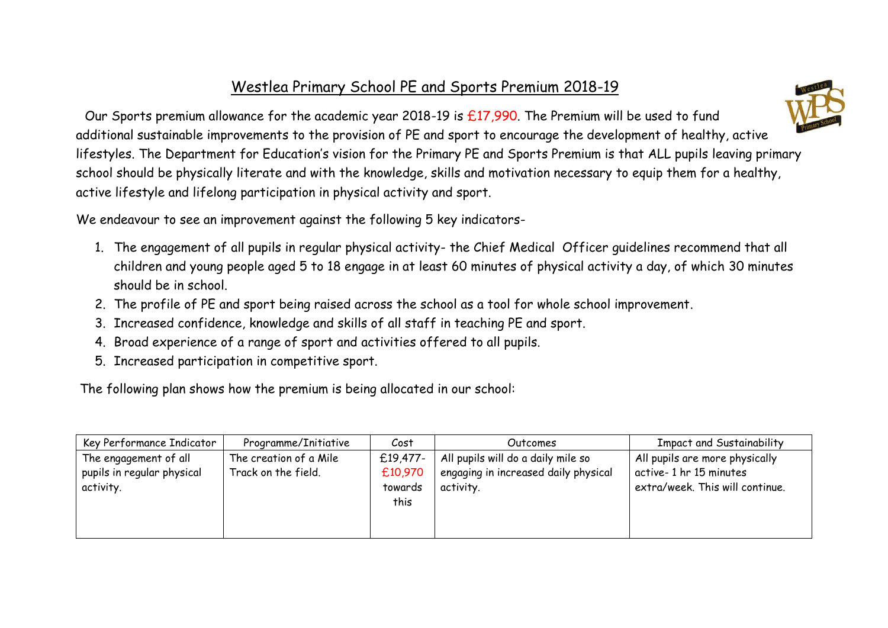# Westlea Primary School PE and Sports Premium 2018-19

Our Sports premium allowance for the academic year 2018-19 is £17,990. The Premium will be used to fund additional sustainable improvements to the provision of PE and sport to encourage the development of healthy, active lifestyles. The Department for Education's vision for the Primary PE and Sports Premium is that ALL pupils leaving primary school should be physically literate and with the knowledge, skills and motivation necessary to equip them for a healthy, active lifestyle and lifelong participation in physical activity and sport.

We endeavour to see an improvement against the following 5 key indicators-

1. The engagement of all pupils in regular physical activity- the Chief Medical Officer guidelines recommend that all children and young people aged 5 to 18 engage in at least 60 minutes of physical activity a day, of which 30 minutes should be in school.
2. The profile of PE and sport being raised across the school as a tool for whole school improvement.
3. Increased confidence, knowledge and skills of all staff in teaching PE and sport.
4. Broad experience of a range of sport and activities offered to all pupils.
5. Increased participation in competitive sport.

The following plan shows how the premium is being allocated in our school:

| Key Performance Indicator | Programme/Initiative | Cost | Outcomes | Impact and Sustainability |
|---|---|---|---|---|
| The engagement of all pupils in regular physical activity. | The creation of a Mile Track on the field. | £19,477- £10,970 towards this | All pupils will do a daily mile so engaging in increased daily physical activity. | All pupils are more physically active- 1 hr 15 minutes extra/week. This will continue. |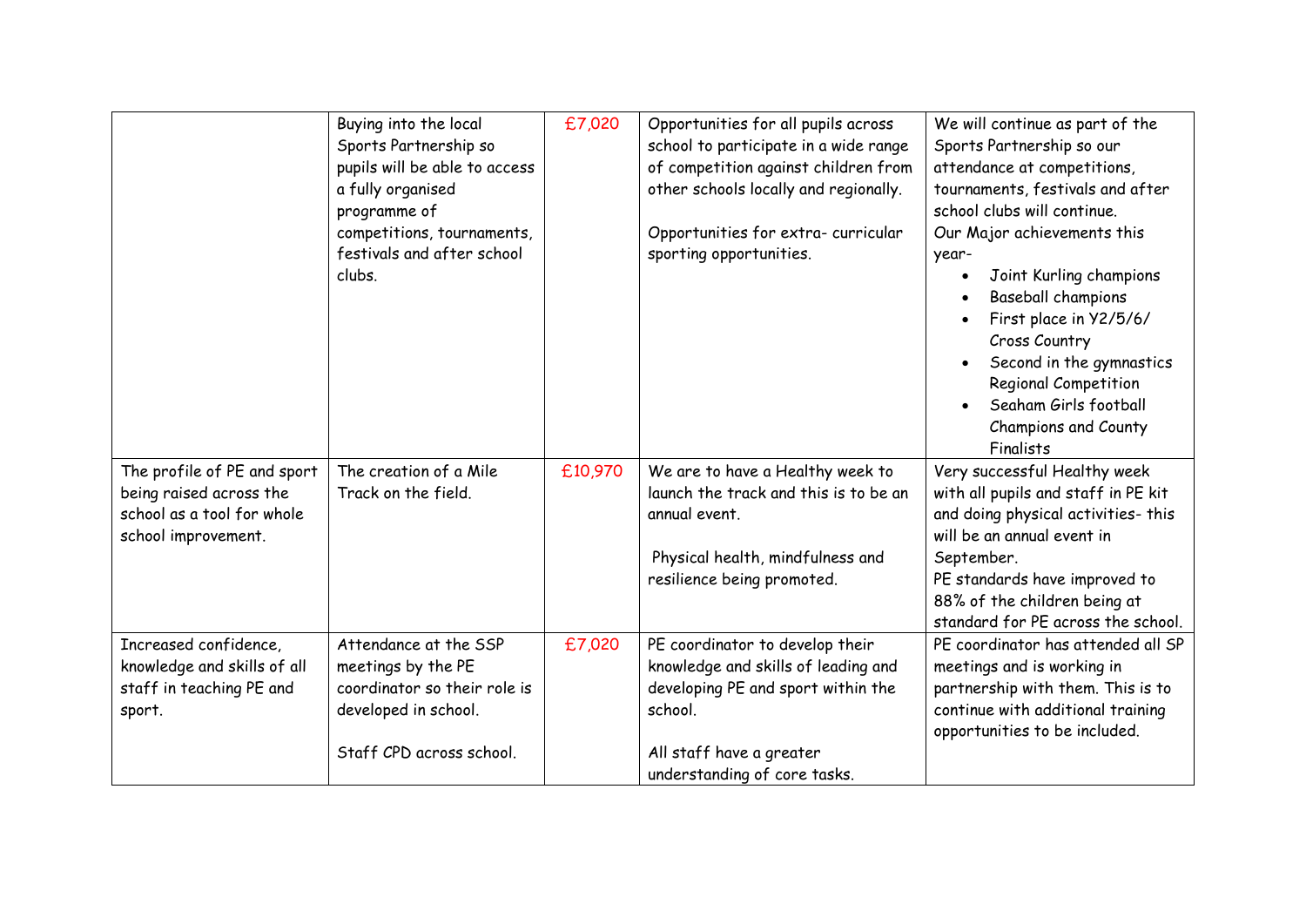| | | | | |
|---|---|---|---|---|
| | Buying into the local Sports Partnership so pupils will be able to access a fully organised programme of competitions, tournaments, festivals and after school clubs. | £7,020 | Opportunities for all pupils across school to participate in a wide range of competition against children from other schools locally and regionally.<br><br>Opportunities for extra- curricular sporting opportunities. | We will continue as part of the Sports Partnership so our attendance at competitions, tournaments, festivals and after school clubs will continue.<br>Our Major achievements this year-<br>• Joint Kurling champions<br>• Baseball champions<br>• First place in Y2/5/6/ Cross Country<br>• Second in the gymnastics Regional Competition<br>• Seaham Girls football Champions and County Finalists |
| The profile of PE and sport being raised across the school as a tool for whole school improvement. | The creation of a Mile Track on the field. | £10,970 | We are to have a Healthy week to launch the track and this is to be an annual event.<br><br>Physical health, mindfulness and resilience being promoted. | Very successful Healthy week with all pupils and staff in PE kit and doing physical activities- this will be an annual event in September.<br>PE standards have improved to 88% of the children being at standard for PE across the school. |
| Increased confidence, knowledge and skills of all staff in teaching PE and sport. | Attendance at the SSP meetings by the PE coordinator so their role is developed in school.<br><br>Staff CPD across school. | £7,020 | PE coordinator to develop their knowledge and skills of leading and developing PE and sport within the school.<br><br>All staff have a greater understanding of core tasks. | PE coordinator has attended all SP meetings and is working in partnership with them. This is to continue with additional training opportunities to be included. |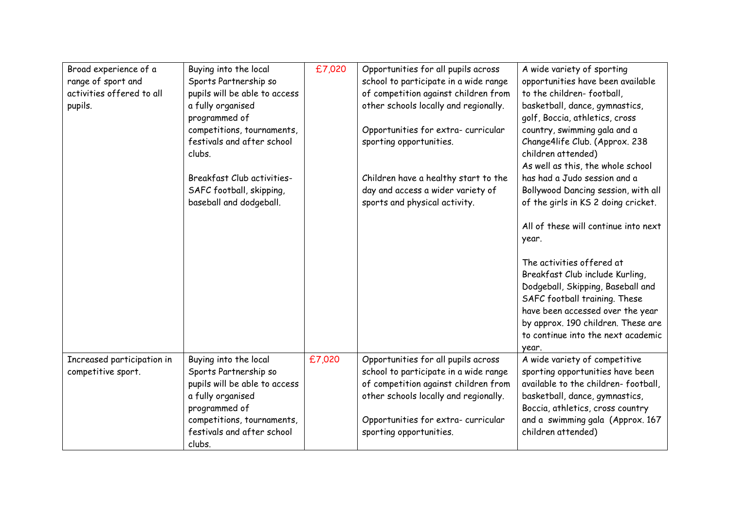| | | | | |
|---|---|---|---|---|
| Broad experience of a range of sport and activities offered to all pupils. | Buying into the local Sports Partnership so pupils will be able to access a fully organised programmed of competitions, tournaments, festivals and after school clubs.<br><br>Breakfast Club activities- SAFC football, skipping, baseball and dodgeball. | £7,020 | Opportunities for all pupils across school to participate in a wide range of competition against children from other schools locally and regionally.<br><br>Opportunities for extra- curricular sporting opportunities.<br><br>Children have a healthy start to the day and access a wider variety of sports and physical activity. | A wide variety of sporting opportunities have been available to the children- football, basketball, dance, gymnastics, golf, Boccia, athletics, cross country, swimming gala and a Change4life Club. (Approx. 238 children attended)<br>As well as this, the whole school has had a Judo session and a Bollywood Dancing session, with all of the girls in KS 2 doing cricket.<br><br>All of these will continue into next year.<br><br>The activities offered at Breakfast Club include Kurling, Dodgeball, Skipping, Baseball and SAFC football training. These have been accessed over the year by approx. 190 children. These are to continue into the next academic year. |
| Increased participation in competitive sport. | Buying into the local Sports Partnership so pupils will be able to access a fully organised programmed of competitions, tournaments, festivals and after school clubs. | £7,020 | Opportunities for all pupils across school to participate in a wide range of competition against children from other schools locally and regionally.<br><br>Opportunities for extra- curricular sporting opportunities. | A wide variety of competitive sporting opportunities have been available to the children- football, basketball, dance, gymnastics, Boccia, athletics, cross country and a swimming gala (Approx. 167 children attended) |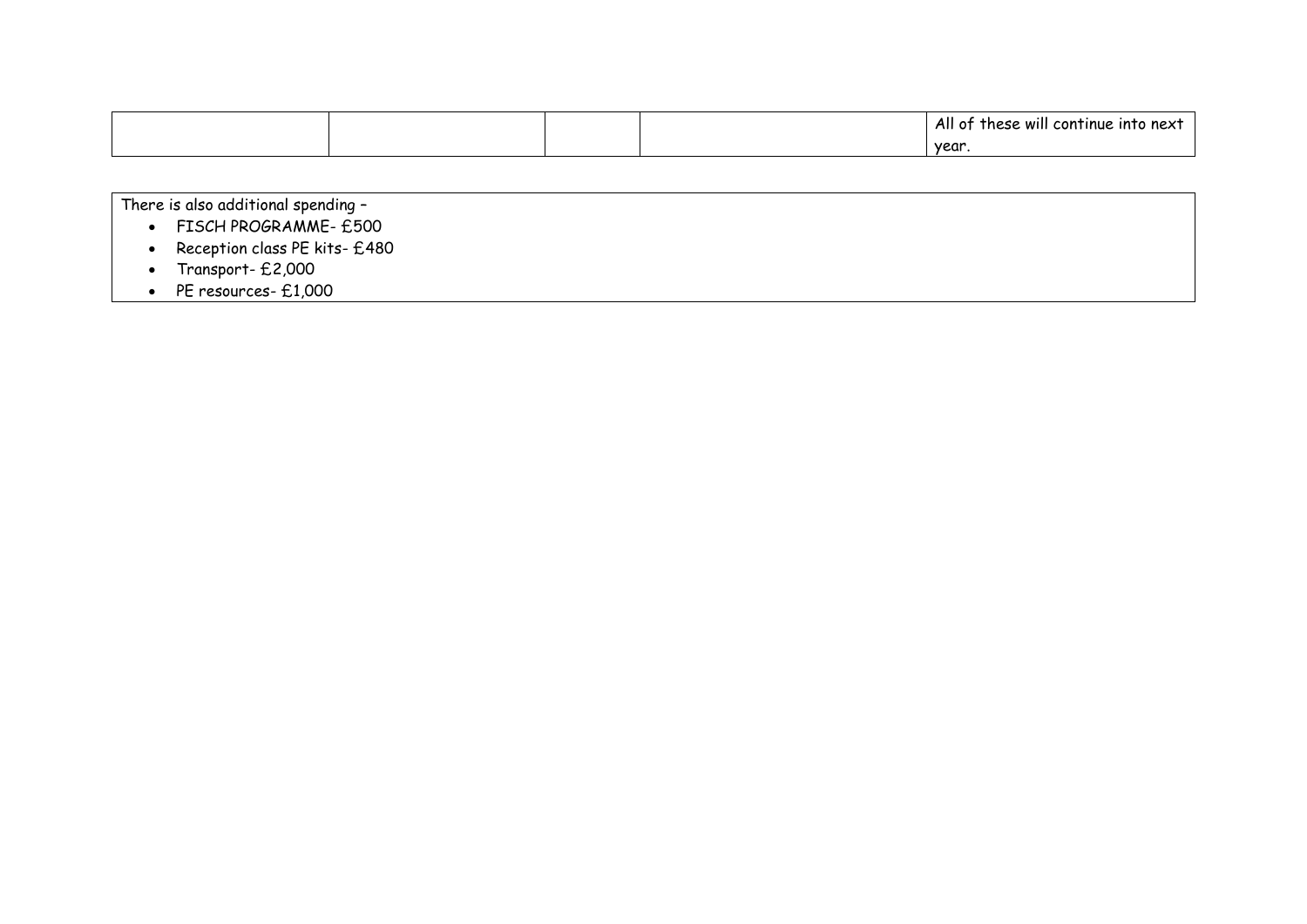| | | | | |
|---|---|---|---|---|
| | | | | All of these will continue into next year. |

There is also additional spending –

- FISCH PROGRAMME- £500
- Reception class PE kits- £480
- Transport- £2,000
- PE resources- £1,000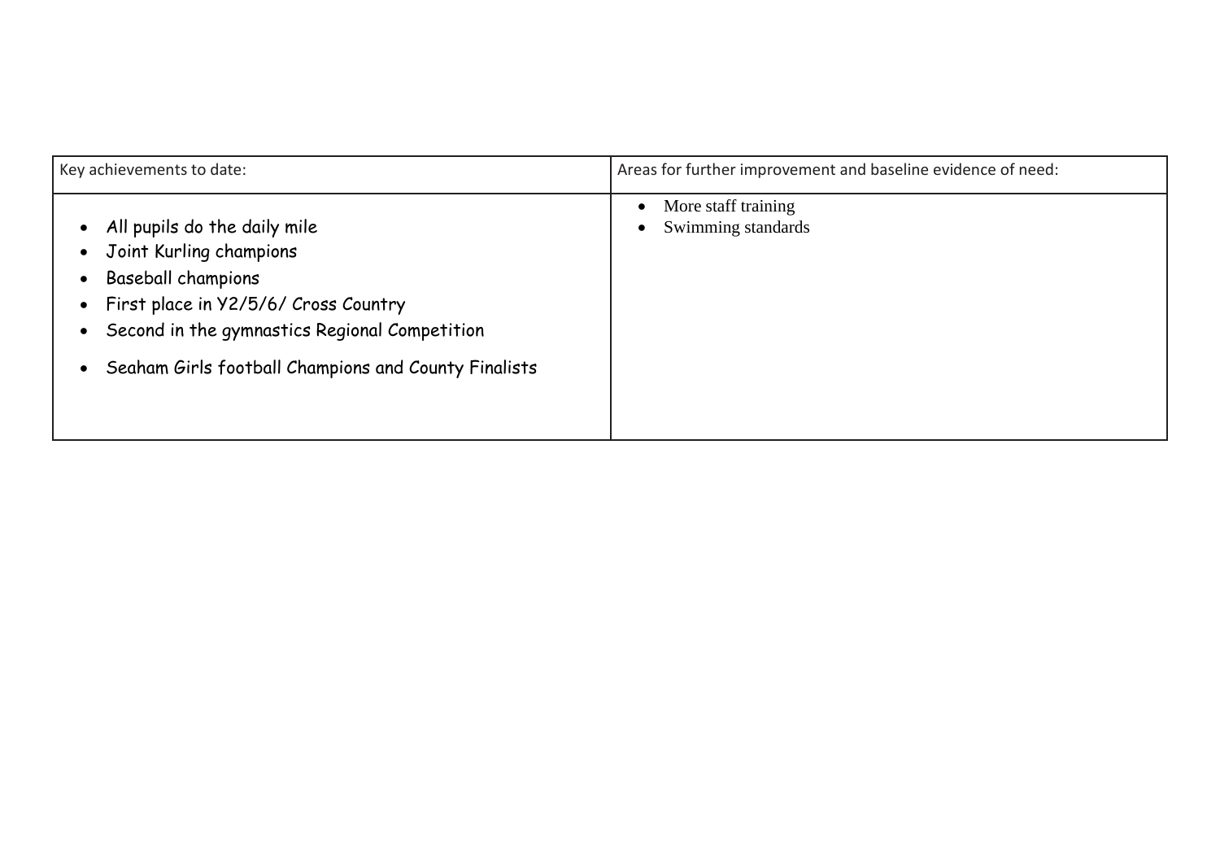| Key achievements to date: | Areas for further improvement and baseline evidence of need: |
| --- | --- |
| • All pupils do the daily mile<br>• Joint Kurling champions<br>• Baseball champions<br>• First place in Y2/5/6/ Cross Country<br>• Second in the gymnastics Regional Competition<br>• Seaham Girls football Champions and County Finalists | • More staff training<br>• Swimming standards |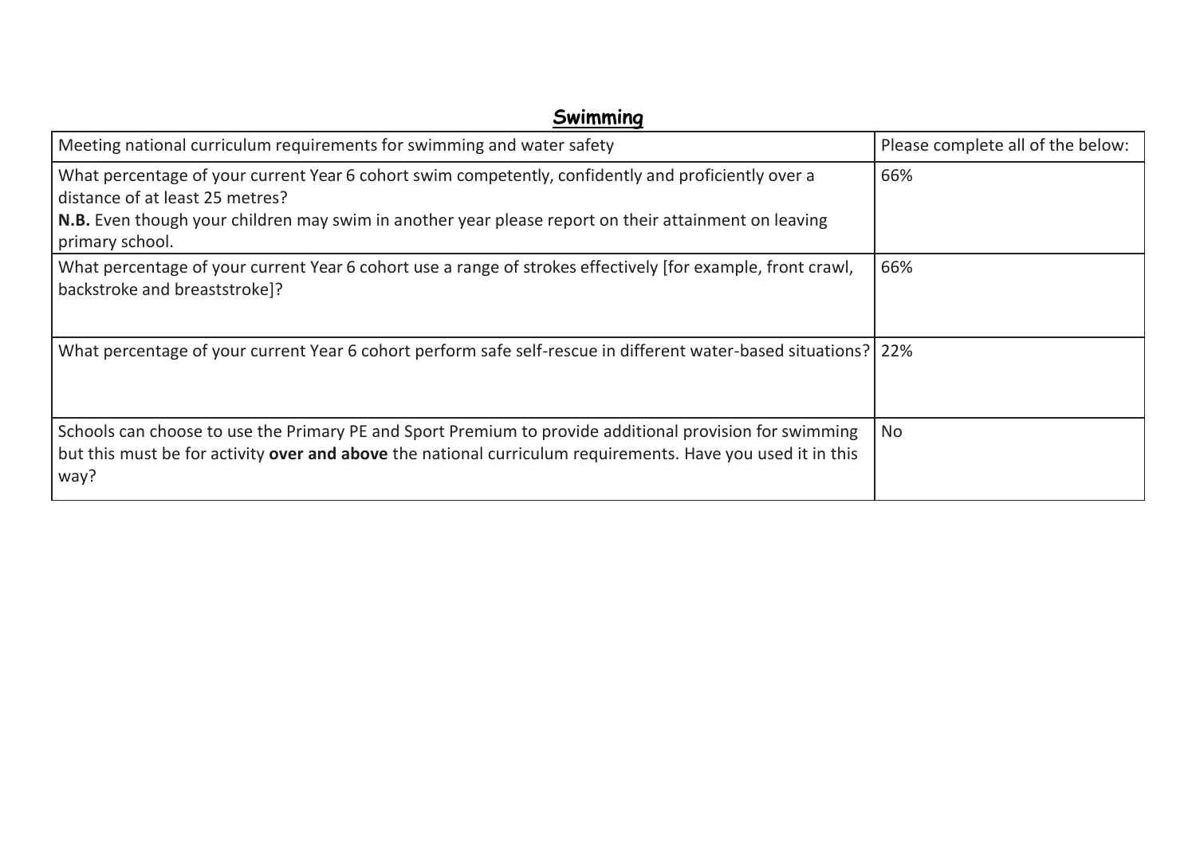## Swimming

| Meeting national curriculum requirements for swimming and water safety | Please complete all of the below: |
| --- | --- |
| What percentage of your current Year 6 cohort swim competently, confidently and proficiently over a distance of at least 25 metres?<br>**N.B.** Even though your children may swim in another year please report on their attainment on leaving primary school. | 66% |
| What percentage of your current Year 6 cohort use a range of strokes effectively [for example, front crawl, backstroke and breaststroke]? | 66% |
| What percentage of your current Year 6 cohort perform safe self-rescue in different water-based situations? | 22% |
| Schools can choose to use the Primary PE and Sport Premium to provide additional provision for swimming but this must be for activity **over and above** the national curriculum requirements. Have you used it in this way? | No |